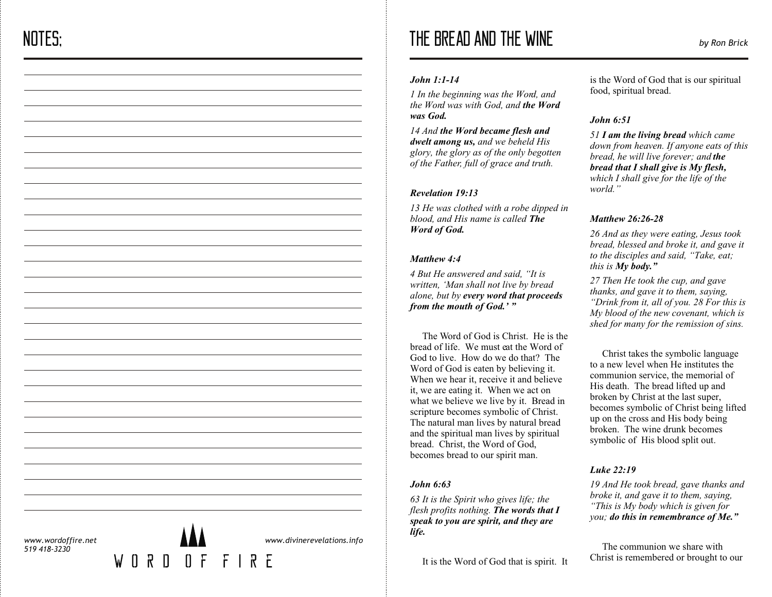# NOTES:

www.wordoffire.net
519 418-3230

WORD OF FIRE

www.divinerevelations.info

# THE BREAD AND THE WINE

*by Ron Brick*

***John 1:1-14***

*1 In the beginning was the Word, and the Word was with God, and **the Word was God.***

*14 And **the Word became flesh and dwelt among us,** and we beheld His glory, the glory as of the only begotten of the Father, full of grace and truth.*

***Revelation 19:13***

*13 He was clothed with a robe dipped in blood, and His name is called **The Word of God.***

***Matthew 4:4***

*4 But He answered and said, "It is written, 'Man shall not live by bread alone, but by **every word that proceeds from the mouth of God.'** "*

The Word of God is Christ. He is the bread of life. We must eat the Word of God to live. How do we do that? The Word of God is eaten by believing it. When we hear it, receive it and believe it, we are eating it. When we act on what we believe we live by it. Bread in scripture becomes symbolic of Christ. The natural man lives by natural bread and the spiritual man lives by spiritual bread. Christ, the Word of God, becomes bread to our spirit man.

***John 6:63***

*63 It is the Spirit who gives life; the flesh profits nothing. **The words that I speak to you are spirit, and they are life.***

It is the Word of God that is spirit. It is the Word of God that is our spiritual food, spiritual bread.

***John 6:51***

*51 **I am the living bread** which came down from heaven. If anyone eats of this bread, he will live forever; and **the bread that I shall give is My flesh,** which I shall give for the life of the world."*

***Matthew 26:26-28***

*26 And as they were eating, Jesus took bread, blessed and broke it, and gave it to the disciples and said, "Take, eat; this is **My body."***

*27 Then He took the cup, and gave thanks, and gave it to them, saying, "Drink from it, all of you. 28 For this is My blood of the new covenant, which is shed for many for the remission of sins.*

Christ takes the symbolic language to a new level when He institutes the communion service, the memorial of His death. The bread lifted up and broken by Christ at the last super, becomes symbolic of Christ being lifted up on the cross and His body being broken. The wine drunk becomes symbolic of His blood split out.

***Luke 22:19***

*19 And He took bread, gave thanks and broke it, and gave it to them, saying, "This is My body which is given for you; **do this in remembrance of Me."***

The communion we share with Christ is remembered or brought to our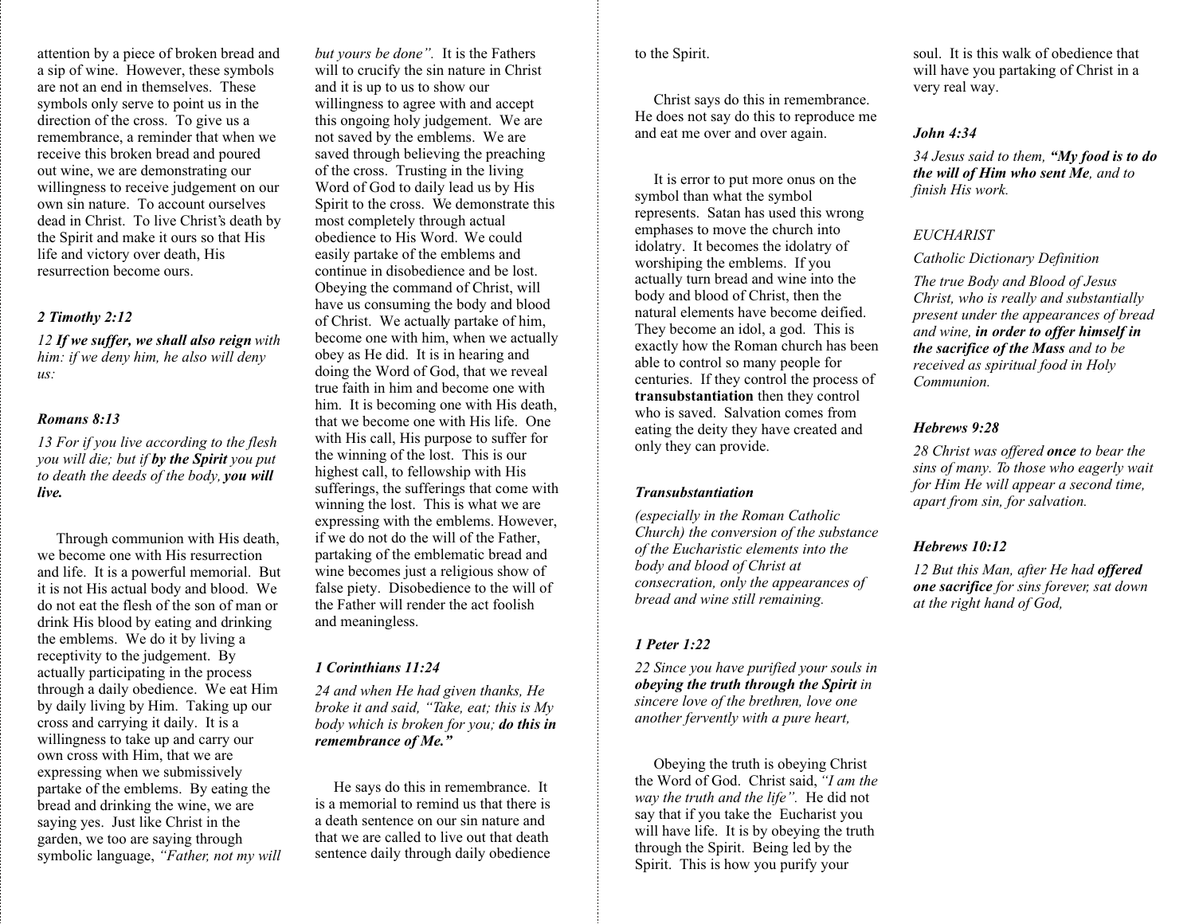attention by a piece of broken bread and a sip of wine. However, these symbols are not an end in themselves. These symbols only serve to point us in the direction of the cross. To give us a remembrance, a reminder that when we receive this broken bread and poured out wine, we are demonstrating our willingness to receive judgement on our own sin nature. To account ourselves dead in Christ. To live Christ's death by the Spirit and make it ours so that His life and victory over death, His resurrection become ours.

***2 Timothy 2:12***

*12* ***If we suffer, we shall also reign*** *with him: if we deny him, he also will deny us:*

***Romans 8:13***

*13 For if you live according to the flesh you will die; but if* ***by the Spirit*** *you put to death the deeds of the body,* ***you will live.***

Through communion with His death, we become one with His resurrection and life. It is a powerful memorial. But it is not His actual body and blood. We do not eat the flesh of the son of man or drink His blood by eating and drinking the emblems. We do it by living a receptivity to the judgement. By actually participating in the process through a daily obedience. We eat Him by daily living by Him. Taking up our cross and carrying it daily. It is a willingness to take up and carry our own cross with Him, that we are expressing when we submissively partake of the emblems. By eating the bread and drinking the wine, we are saying yes. Just like Christ in the garden, we too are saying through symbolic language, *"Father, not my will but yours be done".* It is the Fathers will to crucify the sin nature in Christ and it is up to us to show our willingness to agree with and accept this ongoing holy judgement. We are not saved by the emblems. We are saved through believing the preaching of the cross. Trusting in the living Word of God to daily lead us by His Spirit to the cross. We demonstrate this most completely through actual obedience to His Word. We could easily partake of the emblems and continue in disobedience and be lost. Obeying the command of Christ, will have us consuming the body and blood of Christ. We actually partake of him, become one with him, when we actually obey as He did. It is in hearing and doing the Word of God, that we reveal true faith in him and become one with him. It is becoming one with His death, that we become one with His life. One with His call, His purpose to suffer for the winning of the lost. This is our highest call, to fellowship with His sufferings, the sufferings that come with winning the lost. This is what we are expressing with the emblems. However, if we do not do the will of the Father, partaking of the emblematic bread and wine becomes just a religious show of false piety. Disobedience to the will of the Father will render the act foolish and meaningless.

***1 Corinthians 11:24***

*24 and when He had given thanks, He broke it and said, "Take, eat; this is My body which is broken for you;* ***do this in remembrance of Me."***

He says do this in remembrance. It is a memorial to remind us that there is a death sentence on our sin nature and that we are called to live out that death sentence daily through daily obedience to the Spirit.

Christ says do this in remembrance. He does not say do this to reproduce me and eat me over and over again.

It is error to put more onus on the symbol than what the symbol represents. Satan has used this wrong emphases to move the church into idolatry. It becomes the idolatry of worshiping the emblems. If you actually turn bread and wine into the body and blood of Christ, then the natural elements have become deified. They become an idol, a god. This is exactly how the Roman church has been able to control so many people for centuries. If they control the process of **transubstantiation** then they control who is saved. Salvation comes from eating the deity they have created and only they can provide.

***Transubstantiation***

*(especially in the Roman Catholic Church) the conversion of the substance of the Eucharistic elements into the body and blood of Christ at consecration, only the appearances of bread and wine still remaining.*

***1 Peter 1:22***

*22 Since you have purified your souls in* ***obeying the truth through the Spirit*** *in sincere love of the brethren, love one another fervently with a pure heart,*

Obeying the truth is obeying Christ the Word of God. Christ said, *"I am the way the truth and the life".* He did not say that if you take the Eucharist you will have life. It is by obeying the truth through the Spirit. Being led by the Spirit. This is how you purify your soul. It is this walk of obedience that will have you partaking of Christ in a very real way.

***John 4:34***

*34 Jesus said to them,* ***"My food is to do the will of Him who sent Me****, and to finish His work.*

*EUCHARIST*

*Catholic Dictionary Definition*

*The true Body and Blood of Jesus Christ, who is really and substantially present under the appearances of bread and wine,* ***in order to offer himself in the sacrifice of the Mass*** *and to be received as spiritual food in Holy Communion.*

***Hebrews 9:28***

*28 Christ was offered* ***once*** *to bear the sins of many. To those who eagerly wait for Him He will appear a second time, apart from sin, for salvation.*

***Hebrews 10:12***

*12 But this Man, after He had* ***offered one sacrifice*** *for sins forever, sat down at the right hand of God,*